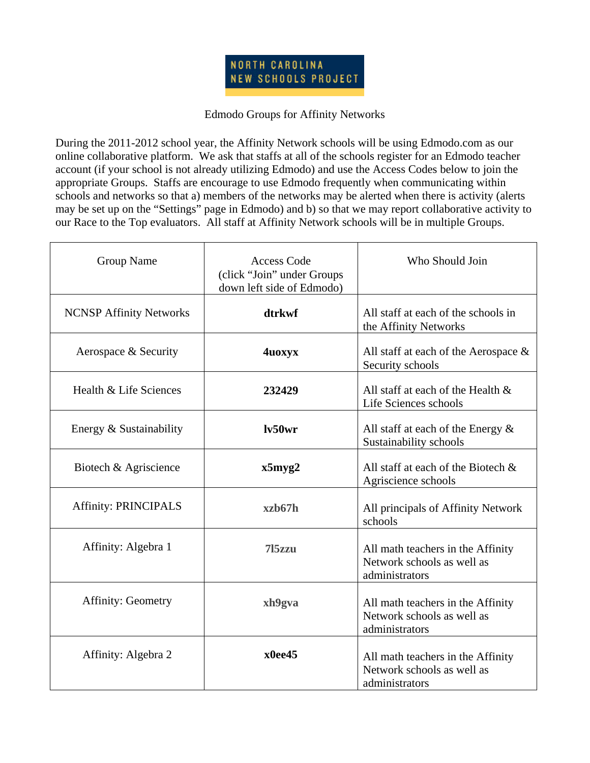NORTH CAROLINA
NEW SCHOOLS PROJECT

Edmodo Groups for Affinity Networks

During the 2011-2012 school year, the Affinity Network schools will be using Edmodo.com as our online collaborative platform. We ask that staffs at all of the schools register for an Edmodo teacher account (if your school is not already utilizing Edmodo) and use the Access Codes below to join the appropriate Groups. Staffs are encourage to use Edmodo frequently when communicating within schools and networks so that a) members of the networks may be alerted when there is activity (alerts may be set up on the "Settings" page in Edmodo) and b) so that we may report collaborative activity to our Race to the Top evaluators. All staff at Affinity Network schools will be in multiple Groups.

| Group Name | Access Code (click "Join" under Groups down left side of Edmodo) | Who Should Join |
|---|---|---|
| NCNSP Affinity Networks | **dtrkwf** | All staff at each of the schools in the Affinity Networks |
| Aerospace & Security | **4uoxyx** | All staff at each of the Aerospace & Security schools |
| Health & Life Sciences | **232429** | All staff at each of the Health & Life Sciences schools |
| Energy & Sustainability | **lv50wr** | All staff at each of the Energy & Sustainability schools |
| Biotech & Agriscience | **x5myg2** | All staff at each of the Biotech & Agriscience schools |
| Affinity: PRINCIPALS | **xzb67h** | All principals of Affinity Network schools |
| Affinity: Algebra 1 | **7l5zzu** | All math teachers in the Affinity Network schools as well as administrators |
| Affinity: Geometry | **xh9gva** | All math teachers in the Affinity Network schools as well as administrators |
| Affinity: Algebra 2 | **x0ee45** | All math teachers in the Affinity Network schools as well as administrators |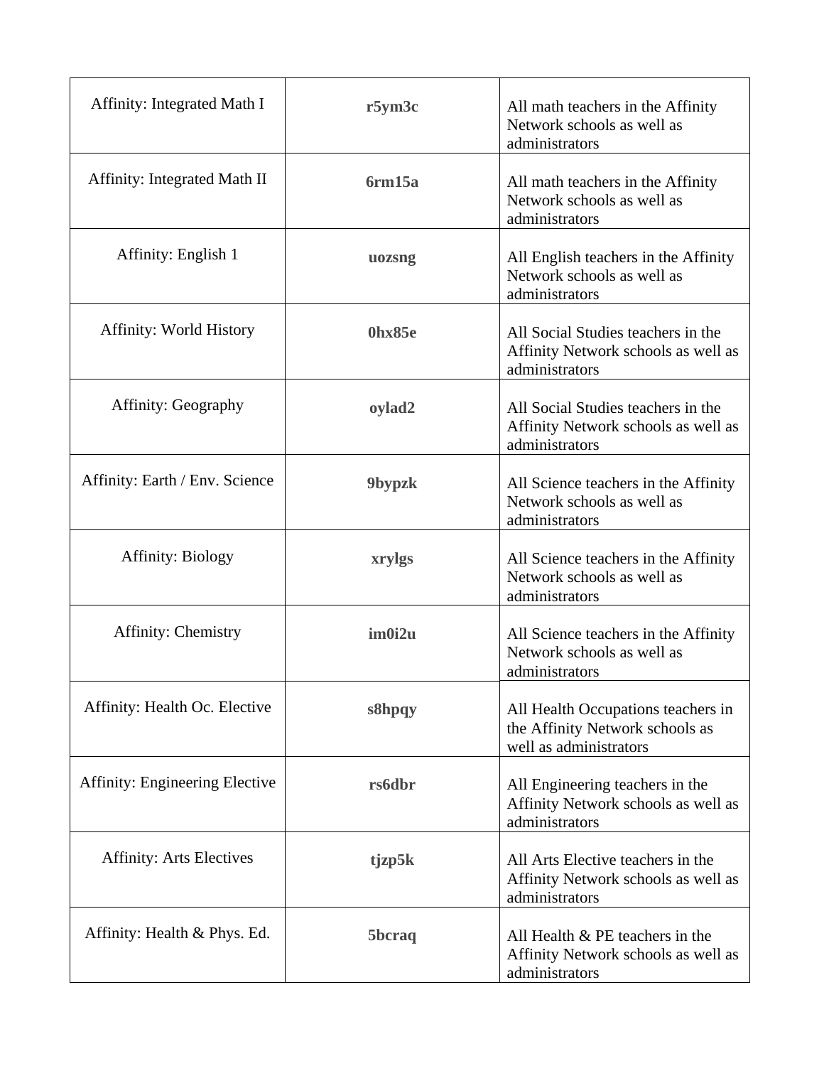| Affinity: Integrated Math I | **r5ym3c** | All math teachers in the Affinity Network schools as well as administrators |
|---|---|---|
| Affinity: Integrated Math II | **6rm15a** | All math teachers in the Affinity Network schools as well as administrators |
| Affinity: English 1 | **uozsng** | All English teachers in the Affinity Network schools as well as administrators |
| Affinity: World History | **0hx85e** | All Social Studies teachers in the Affinity Network schools as well as administrators |
| Affinity: Geography | **oylad2** | All Social Studies teachers in the Affinity Network schools as well as administrators |
| Affinity: Earth / Env. Science | **9bypzk** | All Science teachers in the Affinity Network schools as well as administrators |
| Affinity: Biology | **xrylgs** | All Science teachers in the Affinity Network schools as well as administrators |
| Affinity: Chemistry | **im0i2u** | All Science teachers in the Affinity Network schools as well as administrators |
| Affinity: Health Oc. Elective | **s8hpqy** | All Health Occupations teachers in the Affinity Network schools as well as administrators |
| Affinity: Engineering Elective | **rs6dbr** | All Engineering teachers in the Affinity Network schools as well as administrators |
| Affinity: Arts Electives | **tjzp5k** | All Arts Elective teachers in the Affinity Network schools as well as administrators |
| Affinity: Health & Phys. Ed. | **5bcraq** | All Health & PE teachers in the Affinity Network schools as well as administrators |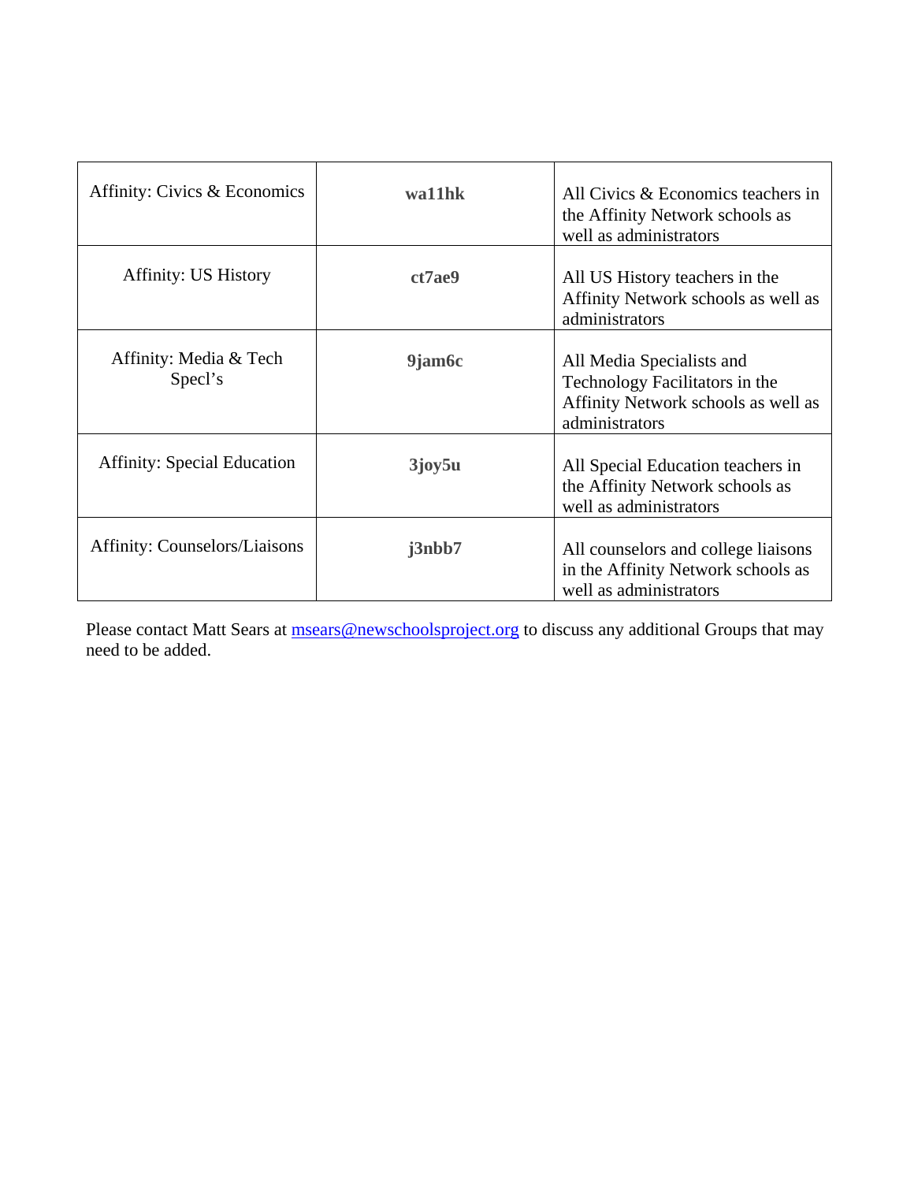| | | |
|---|---|---|
| Affinity: Civics & Economics | **wa11hk** | All Civics & Economics teachers in the Affinity Network schools as well as administrators |
| Affinity: US History | **ct7ae9** | All US History teachers in the Affinity Network schools as well as administrators |
| Affinity: Media & Tech Specl's | **9jam6c** | All Media Specialists and Technology Facilitators in the Affinity Network schools as well as administrators |
| Affinity: Special Education | **3joy5u** | All Special Education teachers in the Affinity Network schools as well as administrators |
| Affinity: Counselors/Liaisons | **j3nbb7** | All counselors and college liaisons in the Affinity Network schools as well as administrators |

Please contact Matt Sears at msears@newschoolsproject.org to discuss any additional Groups that may need to be added.